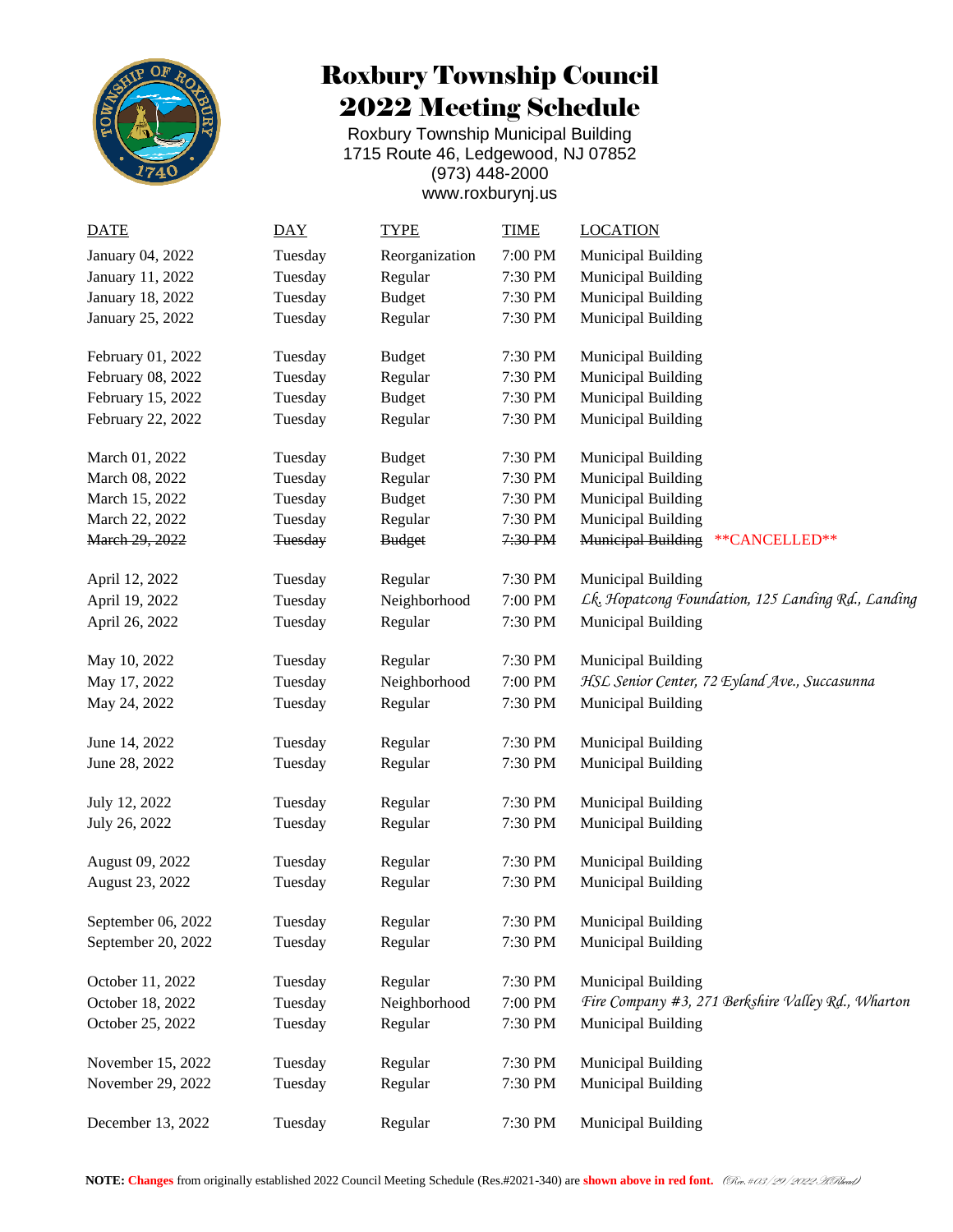# Roxbury Township Council
# 2022 Meeting Schedule

Roxbury Township Municipal Building
1715 Route 46, Ledgewood, NJ 07852
(973) 448-2000
www.roxburynj.us

| DATE | DAY | TYPE | TIME | LOCATION |
|---|---|---|---|---|
| January 04, 2022 | Tuesday | Reorganization | 7:00 PM | Municipal Building |
| January 11, 2022 | Tuesday | Regular | 7:30 PM | Municipal Building |
| January 18, 2022 | Tuesday | Budget | 7:30 PM | Municipal Building |
| January 25, 2022 | Tuesday | Regular | 7:30 PM | Municipal Building |
| February 01, 2022 | Tuesday | Budget | 7:30 PM | Municipal Building |
| February 08, 2022 | Tuesday | Regular | 7:30 PM | Municipal Building |
| February 15, 2022 | Tuesday | Budget | 7:30 PM | Municipal Building |
| February 22, 2022 | Tuesday | Regular | 7:30 PM | Municipal Building |
| March 01, 2022 | Tuesday | Budget | 7:30 PM | Municipal Building |
| March 08, 2022 | Tuesday | Regular | 7:30 PM | Municipal Building |
| March 15, 2022 | Tuesday | Budget | 7:30 PM | Municipal Building |
| March 22, 2022 | Tuesday | Regular | 7:30 PM | Municipal Building |
| ~~March 29, 2022~~ | ~~Tuesday~~ | ~~Budget~~ | ~~7:30 PM~~ | ~~Municipal Building~~ **CANCELLED** |
| April 12, 2022 | Tuesday | Regular | 7:30 PM | Municipal Building |
| April 19, 2022 | Tuesday | Neighborhood | 7:00 PM | *Lk. Hopatcong Foundation, 125 Landing Rd., Landing* |
| April 26, 2022 | Tuesday | Regular | 7:30 PM | Municipal Building |
| May 10, 2022 | Tuesday | Regular | 7:30 PM | Municipal Building |
| May 17, 2022 | Tuesday | Neighborhood | 7:00 PM | *HSL Senior Center, 72 Eyland Ave., Succasunna* |
| May 24, 2022 | Tuesday | Regular | 7:30 PM | Municipal Building |
| June 14, 2022 | Tuesday | Regular | 7:30 PM | Municipal Building |
| June 28, 2022 | Tuesday | Regular | 7:30 PM | Municipal Building |
| July 12, 2022 | Tuesday | Regular | 7:30 PM | Municipal Building |
| July 26, 2022 | Tuesday | Regular | 7:30 PM | Municipal Building |
| August 09, 2022 | Tuesday | Regular | 7:30 PM | Municipal Building |
| August 23, 2022 | Tuesday | Regular | 7:30 PM | Municipal Building |
| September 06, 2022 | Tuesday | Regular | 7:30 PM | Municipal Building |
| September 20, 2022 | Tuesday | Regular | 7:30 PM | Municipal Building |
| October 11, 2022 | Tuesday | Regular | 7:30 PM | Municipal Building |
| October 18, 2022 | Tuesday | Neighborhood | 7:00 PM | *Fire Company #3, 271 Berkshire Valley Rd., Wharton* |
| October 25, 2022 | Tuesday | Regular | 7:30 PM | Municipal Building |
| November 15, 2022 | Tuesday | Regular | 7:30 PM | Municipal Building |
| November 29, 2022 | Tuesday | Regular | 7:30 PM | Municipal Building |
| December 13, 2022 | Tuesday | Regular | 7:30 PM | Municipal Building |

**NOTE:** **Changes** from originally established 2022 Council Meeting Schedule (Res.#2021-340) are **shown above in red font.** *(Rev. #03/29/2022 AR)*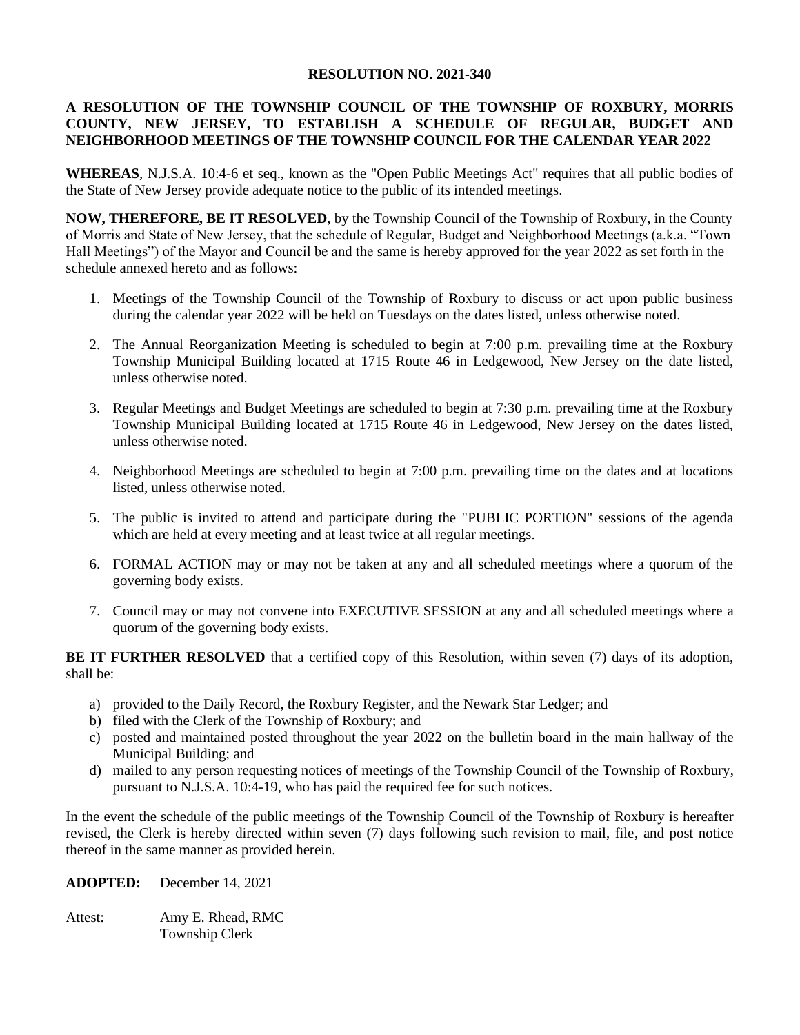**RESOLUTION NO. 2021-340**

**A RESOLUTION OF THE TOWNSHIP COUNCIL OF THE TOWNSHIP OF ROXBURY, MORRIS COUNTY, NEW JERSEY, TO ESTABLISH A SCHEDULE OF REGULAR, BUDGET AND NEIGHBORHOOD MEETINGS OF THE TOWNSHIP COUNCIL FOR THE CALENDAR YEAR 2022**

**WHEREAS**, N.J.S.A. 10:4-6 et seq., known as the "Open Public Meetings Act" requires that all public bodies of the State of New Jersey provide adequate notice to the public of its intended meetings.

**NOW, THEREFORE, BE IT RESOLVED**, by the Township Council of the Township of Roxbury, in the County of Morris and State of New Jersey, that the schedule of Regular, Budget and Neighborhood Meetings (a.k.a. "Town Hall Meetings") of the Mayor and Council be and the same is hereby approved for the year 2022 as set forth in the schedule annexed hereto and as follows:

1. Meetings of the Township Council of the Township of Roxbury to discuss or act upon public business during the calendar year 2022 will be held on Tuesdays on the dates listed, unless otherwise noted.
2. The Annual Reorganization Meeting is scheduled to begin at 7:00 p.m. prevailing time at the Roxbury Township Municipal Building located at 1715 Route 46 in Ledgewood, New Jersey on the date listed, unless otherwise noted.
3. Regular Meetings and Budget Meetings are scheduled to begin at 7:30 p.m. prevailing time at the Roxbury Township Municipal Building located at 1715 Route 46 in Ledgewood, New Jersey on the dates listed, unless otherwise noted.
4. Neighborhood Meetings are scheduled to begin at 7:00 p.m. prevailing time on the dates and at locations listed, unless otherwise noted.
5. The public is invited to attend and participate during the "PUBLIC PORTION" sessions of the agenda which are held at every meeting and at least twice at all regular meetings.
6. FORMAL ACTION may or may not be taken at any and all scheduled meetings where a quorum of the governing body exists.
7. Council may or may not convene into EXECUTIVE SESSION at any and all scheduled meetings where a quorum of the governing body exists.

**BE IT FURTHER RESOLVED** that a certified copy of this Resolution, within seven (7) days of its adoption, shall be:

a) provided to the Daily Record, the Roxbury Register, and the Newark Star Ledger; and
b) filed with the Clerk of the Township of Roxbury; and
c) posted and maintained posted throughout the year 2022 on the bulletin board in the main hallway of the Municipal Building; and
d) mailed to any person requesting notices of meetings of the Township Council of the Township of Roxbury, pursuant to N.J.S.A. 10:4-19, who has paid the required fee for such notices.

In the event the schedule of the public meetings of the Township Council of the Township of Roxbury is hereafter revised, the Clerk is hereby directed within seven (7) days following such revision to mail, file, and post notice thereof in the same manner as provided herein.

**ADOPTED:** December 14, 2021

Attest: Amy E. Rhead, RMC
Township Clerk